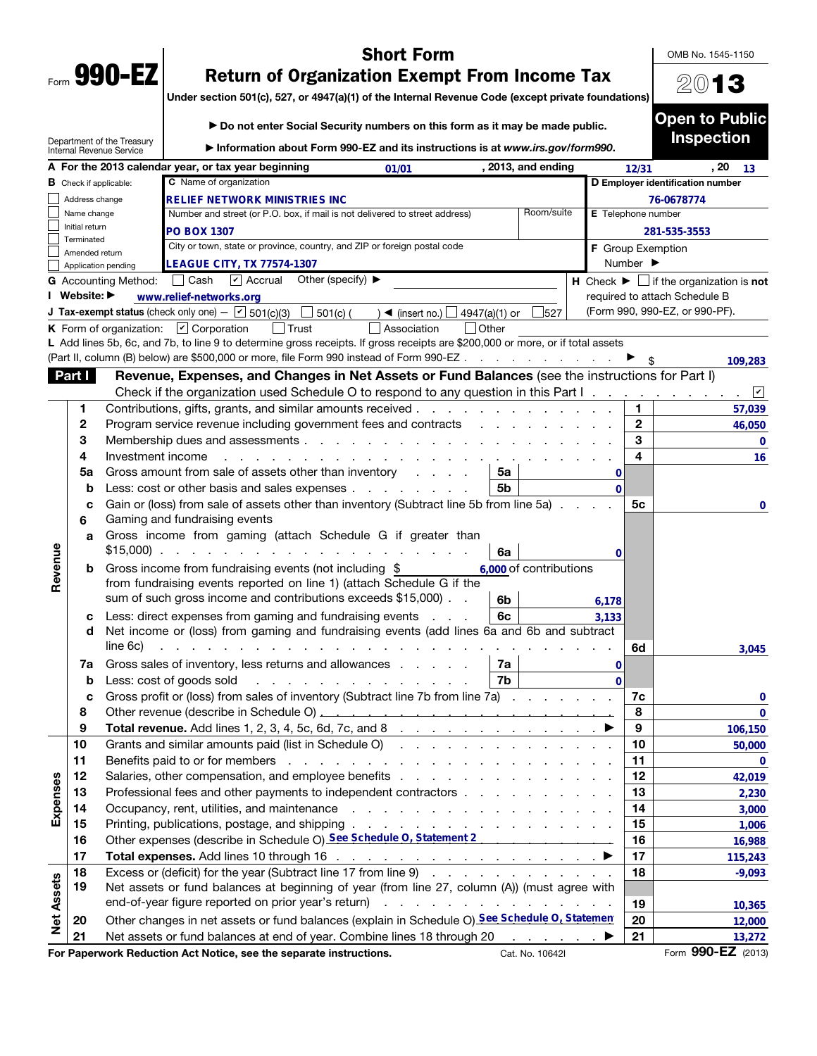Form **990-EZ**

# Short Form
# Return of Organization Exempt From Income Tax

Under section 501(c), 527, or 4947(a)(1) of the Internal Revenue Code (except private foundations)

▶ Do not enter Social Security numbers on this form as it may be made public.

▶ Information about Form 990-EZ and its instructions is at *www.irs.gov/form990.*

Department of the Treasury
Internal Revenue Service

OMB No. 1545-1150

**2013**

**Open to Public Inspection**

**A** For the 2013 calendar year, or tax year beginning 01/01, 2013, and ending 12/31, 20 13

**B** Check if applicable:
- ☐ Address change
- ☐ Name change
- ☐ Initial return
- ☐ Terminated
- ☐ Amended return
- ☐ Application pending

**C** Name of organization: RELIEF NETWORK MINISTRIES INC

Number and street (or P.O. box, if mail is not delivered to street address): PO BOX 1307 | Room/suite:

City or town, state or province, country, and ZIP or foreign postal code: LEAGUE CITY, TX 77574-1307

**D** Employer identification number: 76-0678774

**E** Telephone number: 281-535-3553

**F** Group Exemption Number ▶

**G** Accounting Method: ☐ Cash ☑ Accrual Other (specify) ▶

**H** Check ▶ ☐ if the organization is **not** required to attach Schedule B (Form 990, 990-EZ, or 990-PF).

**I** Website: ▶ www.relief-networks.org

**J** Tax-exempt status (check only one) — ☑ 501(c)(3) ☐ 501(c) ( ) ◀ (insert no.) ☐ 4947(a)(1) or ☐ 527

**K** Form of organization: ☑ Corporation ☐ Trust ☐ Association ☐ Other

**L** Add lines 5b, 6c, and 7b, to line 9 to determine gross receipts. If gross receipts are $200,000 or more, or if total assets (Part II, column (B) below) are $500,000 or more, file Form 990 instead of Form 990-EZ . . . ▶ $ 109,283

## Part I — Revenue, Expenses, and Changes in Net Assets or Fund Balances (see the instructions for Part I)

Check if the organization used Schedule O to respond to any question in this Part I . . . ☑

### Revenue

| Line | Description | | | Line | Amount |
|---|---|---|---|---|---|
| 1 | Contributions, gifts, grants, and similar amounts received | | | 1 | 57,039 |
| 2 | Program service revenue including government fees and contracts | | | 2 | 46,050 |
| 3 | Membership dues and assessments | | | 3 | 0 |
| 4 | Investment income | | | 4 | 16 |
| 5a | Gross amount from sale of assets other than inventory | 5a | 0 | | |
| b | Less: cost or other basis and sales expenses | 5b | 0 | | |
| c | Gain or (loss) from sale of assets other than inventory (Subtract line 5b from line 5a) | | | 5c | 0 |
| 6 | Gaming and fundraising events | | | | |
| a | Gross income from gaming (attach Schedule G if greater than $15,000) | 6a | 0 | | |
| b | Gross income from fundraising events (not including $ 6,000 of contributions from fundraising events reported on line 1) (attach Schedule G if the sum of such gross income and contributions exceeds $15,000) | 6b | 6,178 | | |
| c | Less: direct expenses from gaming and fundraising events | 6c | 3,133 | | |
| d | Net income or (loss) from gaming and fundraising events (add lines 6a and 6b and subtract line 6c) | | | 6d | 3,045 |
| 7a | Gross sales of inventory, less returns and allowances | 7a | 0 | | |
| b | Less: cost of goods sold | 7b | 0 | | |
| c | Gross profit or (loss) from sales of inventory (Subtract line 7b from line 7a) | | | 7c | 0 |
| 8 | Other revenue (describe in Schedule O) | | | 8 | 0 |
| 9 | **Total revenue.** Add lines 1, 2, 3, 4, 5c, 6d, 7c, and 8 ▶ | | | 9 | 106,150 |

### Expenses

| Line | Description | Line | Amount |
|---|---|---|---|
| 10 | Grants and similar amounts paid (list in Schedule O) | 10 | 50,000 |
| 11 | Benefits paid to or for members | 11 | 0 |
| 12 | Salaries, other compensation, and employee benefits | 12 | 42,019 |
| 13 | Professional fees and other payments to independent contractors | 13 | 2,230 |
| 14 | Occupancy, rent, utilities, and maintenance | 14 | 3,000 |
| 15 | Printing, publications, postage, and shipping | 15 | 1,006 |
| 16 | Other expenses (describe in Schedule O) See Schedule O, Statement 2 | 16 | 16,988 |
| 17 | **Total expenses.** Add lines 10 through 16 ▶ | 17 | 115,243 |

### Net Assets

| Line | Description | Line | Amount |
|---|---|---|---|
| 18 | Excess or (deficit) for the year (Subtract line 17 from line 9) | 18 | -9,093 |
| 19 | Net assets or fund balances at beginning of year (from line 27, column (A)) (must agree with end-of-year figure reported on prior year's return) | 19 | 10,365 |
| 20 | Other changes in net assets or fund balances (explain in Schedule O) See Schedule O, Statemen | 20 | 12,000 |
| 21 | Net assets or fund balances at end of year. Combine lines 18 through 20 ▶ | 21 | 13,272 |

**For Paperwork Reduction Act Notice, see the separate instructions.** Cat. No. 10642I Form **990-EZ** (2013)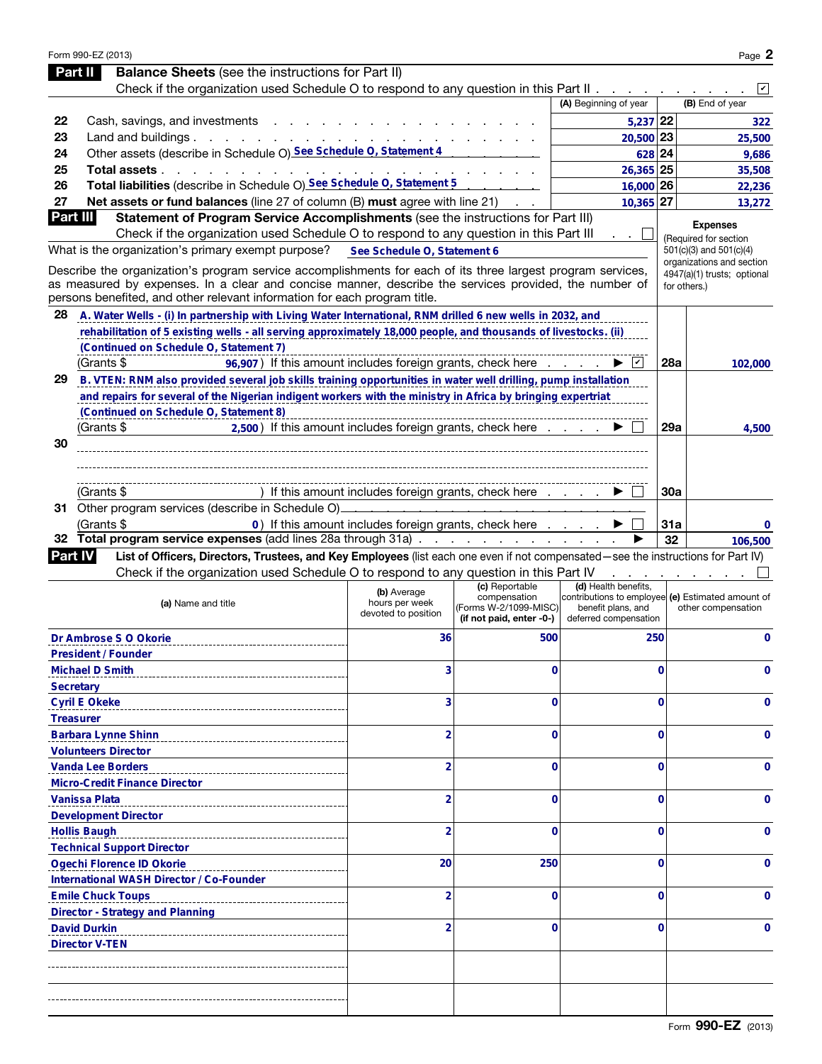Form 990-EZ (2013)

## Part II Balance Sheets (see the instructions for Part II)

Check if the organization used Schedule O to respond to any question in this Part II . . . . . . . . . . ☑

| | | (A) Beginning of year | | (B) End of year |
|---|---|---|---|---|
| 22 | Cash, savings, and investments | 5,237 | 22 | 322 |
| 23 | Land and buildings | 20,500 | 23 | 25,500 |
| 24 | Other assets (describe in Schedule O) See Schedule O, Statement 4 | 628 | 24 | 9,686 |
| 25 | **Total assets** | 26,365 | 25 | 35,508 |
| 26 | **Total liabilities** (describe in Schedule O) See Schedule O, Statement 5 | 16,000 | 26 | 22,236 |
| 27 | **Net assets or fund balances** (line 27 of column (B) **must** agree with line 21) | 10,365 | 27 | 13,272 |

## Part III Statement of Program Service Accomplishments (see the instructions for Part III)

Check if the organization used Schedule O to respond to any question in this Part III . . ☐

**Expenses** (Required for section 501(c)(3) and 501(c)(4) organizations and section 4947(a)(1) trusts; optional for others.)

What is the organization's primary exempt purpose? See Schedule O, Statement 6

Describe the organization's program service accomplishments for each of its three largest program services, as measured by expenses. In a clear and concise manner, describe the services provided, the number of persons benefited, and other relevant information for each program title.

| | | | |
|---|---|---|---|
| 28 | A. Water Wells - (i) In partnership with Living Water International, RNM drilled 6 new wells in 2032, and rehabilitation of 5 existing wells - all serving approximately 18,000 people, and thousands of livestocks. (ii) (Continued on Schedule O, Statement 7)<br>(Grants $ 96,907) If this amount includes foreign grants, check here . . . . ▶ ☑ | 28a | 102,000 |
| 29 | B. VTEN: RNM also provided several job skills training opportunities in water well drilling, pump installation and repairs for several of the Nigerian indigent workers with the ministry in Africa by bringing expertriat (Continued on Schedule O, Statement 8)<br>(Grants $ 2,500) If this amount includes foreign grants, check here . . . . ▶ ☐ | 29a | 4,500 |
| 30 | (Grants $ ) If this amount includes foreign grants, check here . . . . ▶ ☐ | 30a | |
| 31 | Other program services (describe in Schedule O)<br>(Grants $ 0) If this amount includes foreign grants, check here . . . . ▶ ☐ | 31a | 0 |
| 32 | **Total program service expenses** (add lines 28a through 31a) . . . ▶ | 32 | 106,500 |

## Part IV List of Officers, Directors, Trustees, and Key Employees (list each one even if not compensated—see the instructions for Part IV)

Check if the organization used Schedule O to respond to any question in this Part IV . . . . . . . ☐

| (a) Name and title | (b) Average hours per week devoted to position | (c) Reportable compensation (Forms W-2/1099-MISC) (if not paid, enter -0-) | (d) Health benefits, contributions to employee benefit plans, and deferred compensation | (e) Estimated amount of other compensation |
|---|---|---|---|---|
| Dr Ambrose S O Okorie<br>President / Founder | 36 | 500 | 250 | 0 |
| Michael D Smith<br>Secretary | 3 | 0 | 0 | 0 |
| Cyril E Okeke<br>Treasurer | 3 | 0 | 0 | 0 |
| Barbara Lynne Shinn<br>Volunteers Director | 2 | 0 | 0 | 0 |
| Vanda Lee Borders<br>Micro-Credit Finance Director | 2 | 0 | 0 | 0 |
| Vanissa Plata<br>Development Director | 2 | 0 | 0 | 0 |
| Hollis Baugh<br>Technical Support Director | 2 | 0 | 0 | 0 |
| Ogechi Florence ID Okorie<br>International WASH Director / Co-Founder | 20 | 250 | 0 | 0 |
| Emile Chuck Toups<br>Director - Strategy and Planning | 2 | 0 | 0 | 0 |
| David Durkin<br>Director V-TEN | 2 | 0 | 0 | 0 |
| | | | | |
| | | | | |

Form **990-EZ** (2013)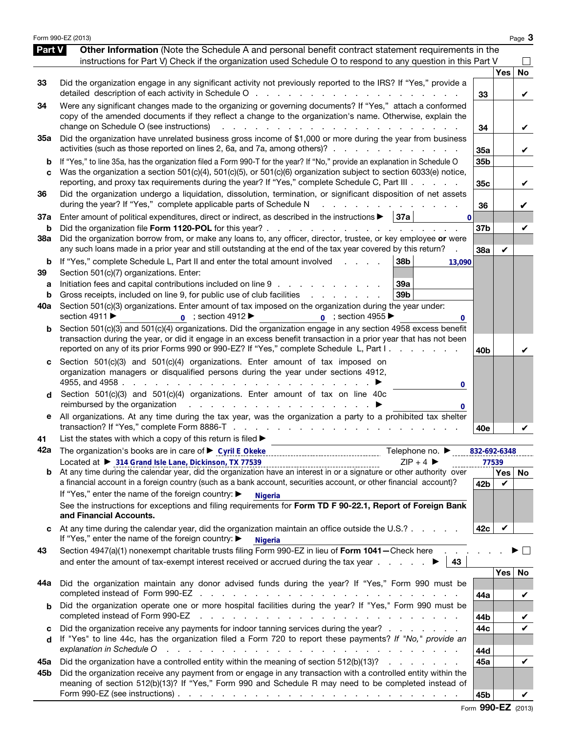## Part V Other Information (Note the Schedule A and personal benefit contract statement requirements in the instructions for Part V) Check if the organization used Schedule O to respond to any question in this Part V ☐

| | | | Yes | No |
|---|---|---|---|---|
| 33 | Did the organization engage in any significant activity not previously reported to the IRS? If "Yes," provide a detailed description of each activity in Schedule O | 33 | | ✔ |
| 34 | Were any significant changes made to the organizing or governing documents? If "Yes," attach a conformed copy of the amended documents if they reflect a change to the organization's name. Otherwise, explain the change on Schedule O (see instructions) | 34 | | ✔ |
| 35a | Did the organization have unrelated business gross income of $1,000 or more during the year from business activities (such as those reported on lines 2, 6a, and 7a, among others)? | 35a | | ✔ |
| b | If "Yes," to line 35a, has the organization filed a Form 990-T for the year? If "No," provide an explanation in Schedule O | 35b | | |
| c | Was the organization a section 501(c)(4), 501(c)(5), or 501(c)(6) organization subject to section 6033(e) notice, reporting, and proxy tax requirements during the year? If "Yes," complete Schedule C, Part III | 35c | | ✔ |
| 36 | Did the organization undergo a liquidation, dissolution, termination, or significant disposition of net assets during the year? If "Yes," complete applicable parts of Schedule N | 36 | | ✔ |
| 37a | Enter amount of political expenditures, direct or indirect, as described in the instructions ▶ 37a 0 | | | |
| b | Did the organization file **Form 1120-POL** for this year? | 37b | | ✔ |
| 38a | Did the organization borrow from, or make any loans to, any officer, director, trustee, or key employee **or** were any such loans made in a prior year and still outstanding at the end of the tax year covered by this return? | 38a | ✔ | |
| b | If "Yes," complete Schedule L, Part II and enter the total amount involved 38b 13,090 | | | |
| 39 | Section 501(c)(7) organizations. Enter: | | | |
| a | Initiation fees and capital contributions included on line 9 39a | | | |
| b | Gross receipts, included on line 9, for public use of club facilities 39b | | | |
| 40a | Section 501(c)(3) organizations. Enter amount of tax imposed on the organization during the year under: section 4911 ▶ 0 ; section 4912 ▶ 0 ; section 4955 ▶ 0 | | | |
| b | Section 501(c)(3) and 501(c)(4) organizations. Did the organization engage in any section 4958 excess benefit transaction during the year, or did it engage in an excess benefit transaction in a prior year that has not been reported on any of its prior Forms 990 or 990-EZ? If "Yes," complete Schedule L, Part I | 40b | | ✔ |
| c | Section 501(c)(3) and 501(c)(4) organizations. Enter amount of tax imposed on organization managers or disqualified persons during the year under sections 4912, 4955, and 4958 ▶ 0 | | | |
| d | Section 501(c)(3) and 501(c)(4) organizations. Enter amount of tax on line 40c reimbursed by the organization ▶ 0 | | | |
| e | All organizations. At any time during the tax year, was the organization a party to a prohibited tax shelter transaction? If "Yes," complete Form 8886-T | 40e | | ✔ |
| 41 | List the states with which a copy of this return is filed ▶ | | | |
| 42a | The organization's books are in care of ▶ Cyril E Okeke Telephone no. ▶ 832-692-6348<br>Located at ▶ 314 Grand Isle Lane, Dickinson, TX 77539 ZIP + 4 ▶ 77539 | | | |
| b | At any time during the calendar year, did the organization have an interest in or a signature or other authority over a financial account in a foreign country (such as a bank account, securities account, or other financial account)? If "Yes," enter the name of the foreign country: ▶ Nigeria<br>See the instructions for exceptions and filing requirements for **Form TD F 90-22.1, Report of Foreign Bank and Financial Accounts.** | 42b | ✔ | |
| c | At any time during the calendar year, did the organization maintain an office outside the U.S.? If "Yes," enter the name of the foreign country: ▶ Nigeria | 42c | ✔ | |
| 43 | Section 4947(a)(1) nonexempt charitable trusts filing Form 990-EZ in lieu of **Form 1041**—Check here ▶ ☐ and enter the amount of tax-exempt interest received or accrued during the tax year ▶ 43 | | | |
| 44a | Did the organization maintain any donor advised funds during the year? If "Yes," Form 990 must be completed instead of Form 990-EZ | 44a | | ✔ |
| b | Did the organization operate one or more hospital facilities during the year? If "Yes," Form 990 must be completed instead of Form 990-EZ | 44b | | ✔ |
| c | Did the organization receive any payments for indoor tanning services during the year? | 44c | | ✔ |
| d | If "Yes" to line 44c, has the organization filed a Form 720 to report these payments? *If "No," provide an explanation in Schedule O* | 44d | | |
| 45a | Did the organization have a controlled entity within the meaning of section 512(b)(13)? | 45a | | ✔ |
| 45b | Did the organization receive any payment from or engage in any transaction with a controlled entity within the meaning of section 512(b)(13)? If "Yes," Form 990 and Schedule R may need to be completed instead of Form 990-EZ (see instructions) | 45b | | ✔ |

Form **990-EZ** (2013)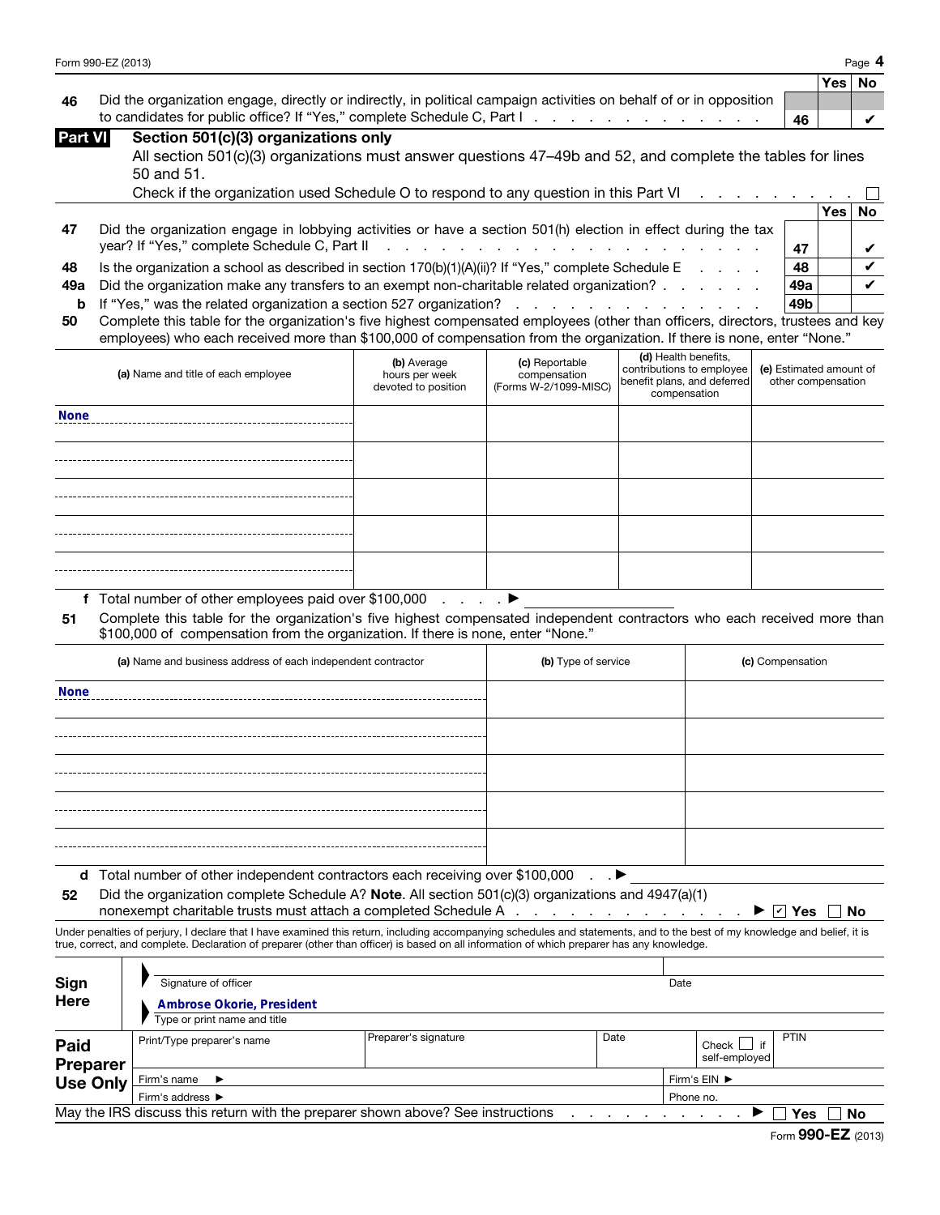| | | | Yes | No |
|---|---|---|---|---|
| 46 | Did the organization engage, directly or indirectly, in political campaign activities on behalf of or in opposition to candidates for public office? If "Yes," complete Schedule C, Part I | 46 | | ✔ |

## Part VI Section 501(c)(3) organizations only

All section 501(c)(3) organizations must answer questions 47–49b and 52, and complete the tables for lines 50 and 51.

Check if the organization used Schedule O to respond to any question in this Part VI ☐

| | | | Yes | No |
|---|---|---|---|---|
| 47 | Did the organization engage in lobbying activities or have a section 501(h) election in effect during the tax year? If "Yes," complete Schedule C, Part II | 47 | | ✔ |
| 48 | Is the organization a school as described in section 170(b)(1)(A)(ii)? If "Yes," complete Schedule E | 48 | | ✔ |
| 49a | Did the organization make any transfers to an exempt non-charitable related organization? | 49a | | ✔ |
| b | If "Yes," was the related organization a section 527 organization? | 49b | | |

**50** Complete this table for the organization's five highest compensated employees (other than officers, directors, trustees and key employees) who each received more than $100,000 of compensation from the organization. If there is none, enter "None."

| (a) Name and title of each employee | (b) Average hours per week devoted to position | (c) Reportable compensation (Forms W-2/1099-MISC) | (d) Health benefits, contributions to employee benefit plans, and deferred compensation | (e) Estimated amount of other compensation |
|---|---|---|---|---|
| None | | | | |
| | | | | |
| | | | | |
| | | | | |
| | | | | |

**f** Total number of other employees paid over $100,000 ▶

**51** Complete this table for the organization's five highest compensated independent contractors who each received more than $100,000 of compensation from the organization. If there is none, enter "None."

| (a) Name and business address of each independent contractor | (b) Type of service | (c) Compensation |
|---|---|---|
| None | | |
| | | |
| | | |
| | | |
| | | |

**d** Total number of other independent contractors each receiving over $100,000 ▶

**52** Did the organization complete Schedule A? **Note.** All section 501(c)(3) organizations and 4947(a)(1) nonexempt charitable trusts must attach a completed Schedule A ▶ ☑ Yes ☐ No

Under penalties of perjury, I declare that I have examined this return, including accompanying schedules and statements, and to the best of my knowledge and belief, it is true, correct, and complete. Declaration of preparer (other than officer) is based on all information of which preparer has any knowledge.

**Sign Here**

Signature of officer | Date

Ambrose Okorie, President
Type or print name and title

**Paid Preparer Use Only**

| Print/Type preparer's name | Preparer's signature | Date | Check ☐ if self-employed | PTIN |
|---|---|---|---|---|
| Firm's name ▶ | | | Firm's EIN ▶ | |
| Firm's address ▶ | | | Phone no. | |

May the IRS discuss this return with the preparer shown above? See instructions ▶ ☐ Yes ☐ No

Form **990-EZ** (2013)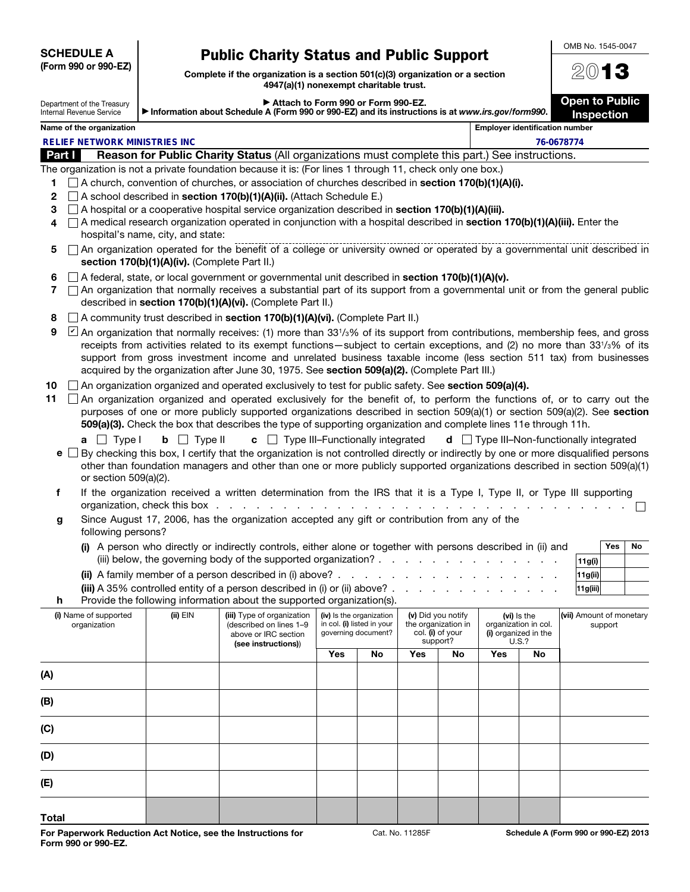**SCHEDULE A**
**(Form 990 or 990-EZ)**

Department of the Treasury
Internal Revenue Service

# Public Charity Status and Public Support

**Complete if the organization is a section 501(c)(3) organization or a section 4947(a)(1) nonexempt charitable trust.**

▶ **Attach to Form 990 or Form 990-EZ.**
▶ **Information about Schedule A (Form 990 or 990-EZ) and its instructions is at *www.irs.gov/form990*.**

OMB No. 1545-0047

**2013**

**Open to Public Inspection**

**Name of the organization:** RELIEF NETWORK MINISTRIES INC

**Employer identification number:** 76-0678774

## Part I Reason for Public Charity Status (All organizations must complete this part.) See instructions.

The organization is not a private foundation because it is: (For lines 1 through 11, check only one box.)

1. ☐ A church, convention of churches, or association of churches described in **section 170(b)(1)(A)(i).**
2. ☐ A school described in **section 170(b)(1)(A)(ii).** (Attach Schedule E.)
3. ☐ A hospital or a cooperative hospital service organization described in **section 170(b)(1)(A)(iii).**
4. ☐ A medical research organization operated in conjunction with a hospital described in **section 170(b)(1)(A)(iii).** Enter the hospital's name, city, and state:
5. ☐ An organization operated for the benefit of a college or university owned or operated by a governmental unit described in **section 170(b)(1)(A)(iv).** (Complete Part II.)
6. ☐ A federal, state, or local government or governmental unit described in **section 170(b)(1)(A)(v).**
7. ☐ An organization that normally receives a substantial part of its support from a governmental unit or from the general public described in **section 170(b)(1)(A)(vi).** (Complete Part II.)
8. ☐ A community trust described in **section 170(b)(1)(A)(vi).** (Complete Part II.)
9. ☑ An organization that normally receives: (1) more than 33[1]/[3]% of its support from contributions, membership fees, and gross receipts from activities related to its exempt functions—subject to certain exceptions, and (2) no more than 33[1]/[3]% of its support from gross investment income and unrelated business taxable income (less section 511 tax) from businesses acquired by the organization after June 30, 1975. See **section 509(a)(2).** (Complete Part III.)
10. ☐ An organization organized and operated exclusively to test for public safety. See **section 509(a)(4).**
11. ☐ An organization organized and operated exclusively for the benefit of, to perform the functions of, or to carry out the purposes of one or more publicly supported organizations described in section 509(a)(1) or section 509(a)(2). See **section 509(a)(3).** Check the box that describes the type of supporting organization and complete lines 11e through 11h.

   **a** ☐ Type I  **b** ☐ Type II  **c** ☐ Type III–Functionally integrated  **d** ☐ Type III–Non-functionally integrated

   **e** ☐ By checking this box, I certify that the organization is not controlled directly or indirectly by one or more disqualified persons other than foundation managers and other than one or more publicly supported organizations described in section 509(a)(1) or section 509(a)(2).

   **f** If the organization received a written determination from the IRS that it is a Type I, Type II, or Type III supporting organization, check this box . . . . ☐

   **g** Since August 17, 2006, has the organization accepted any gift or contribution from any of the following persons?

| | | Yes | No |
|---|---|---|---|
| **(i)** A person who directly or indirectly controls, either alone or together with persons described in (ii) and (iii) below, the governing body of the supported organization? | 11g(i) | | |
| **(ii)** A family member of a person described in (i) above? | 11g(ii) | | |
| **(iii)** A 35% controlled entity of a person described in (i) or (ii) above? | 11g(iii) | | |

   **h** Provide the following information about the supported organization(s).

| (i) Name of supported organization | (ii) EIN | (iii) Type of organization (described on lines 1–9 above or IRC section (see instructions)) | (iv) Is the organization in col. (i) listed in your governing document? | | (v) Did you notify the organization in col. (i) of your support? | | (vi) Is the organization in col. (i) organized in the U.S.? | | (vii) Amount of monetary support |
|---|---|---|---|---|---|---|---|---|---|
| | | | Yes | No | Yes | No | Yes | No | |
| (A) | | | | | | | | | |
| (B) | | | | | | | | | |
| (C) | | | | | | | | | |
| (D) | | | | | | | | | |
| (E) | | | | | | | | | |
| Total | | | | | | | | | |

**For Paperwork Reduction Act Notice, see the Instructions for Form 990 or 990-EZ.** Cat. No. 11285F **Schedule A (Form 990 or 990-EZ) 2013**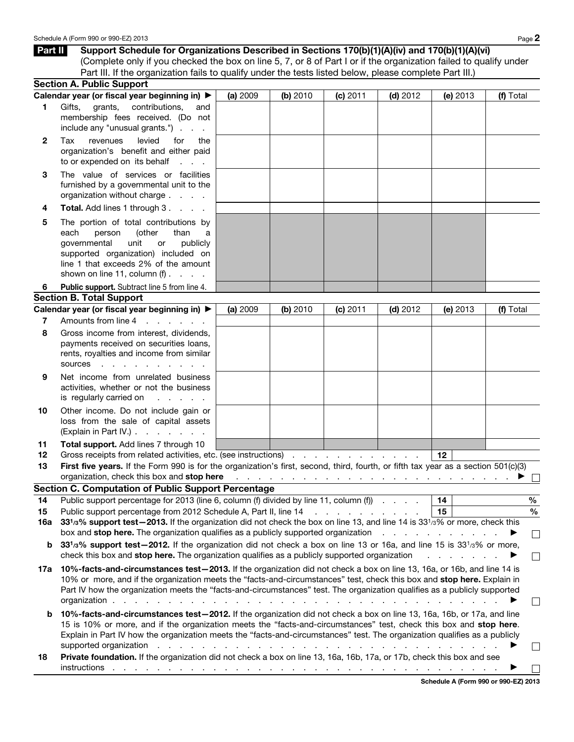## Part II Support Schedule for Organizations Described in Sections 170(b)(1)(A)(iv) and 170(b)(1)(A)(vi)

(Complete only if you checked the box on line 5, 7, or 8 of Part I or if the organization failed to qualify under Part III. If the organization fails to qualify under the tests listed below, please complete Part III.)

### Section A. Public Support

| Calendar year (or fiscal year beginning in) ▶ | (a) 2009 | (b) 2010 | (c) 2011 | (d) 2012 | (e) 2013 | (f) Total |
|---|---|---|---|---|---|---|
| **1** Gifts, grants, contributions, and membership fees received. (Do not include any "unusual grants.") | | | | | | |
| **2** Tax revenues levied for the organization's benefit and either paid to or expended on its behalf | | | | | | |
| **3** The value of services or facilities furnished by a governmental unit to the organization without charge | | | | | | |
| **4** **Total.** Add lines 1 through 3 | | | | | | |
| **5** The portion of total contributions by each person (other than a governmental unit or publicly supported organization) included on line 1 that exceeds 2% of the amount shown on line 11, column (f) | | | | | | |
| **6** **Public support.** Subtract line 5 from line 4. | | | | | | |

### Section B. Total Support

| Calendar year (or fiscal year beginning in) ▶ | (a) 2009 | (b) 2010 | (c) 2011 | (d) 2012 | (e) 2013 | (f) Total |
|---|---|---|---|---|---|---|
| **7** Amounts from line 4 | | | | | | |
| **8** Gross income from interest, dividends, payments received on securities loans, rents, royalties and income from similar sources | | | | | | |
| **9** Net income from unrelated business activities, whether or not the business is regularly carried on | | | | | | |
| **10** Other income. Do not include gain or loss from the sale of capital assets (Explain in Part IV.) | | | | | | |
| **11** **Total support.** Add lines 7 through 10 | | | | | | |

**12** Gross receipts from related activities, etc. (see instructions) . . . **12**

**13** **First five years.** If the Form 990 is for the organization's first, second, third, fourth, or fifth tax year as a section 501(c)(3) organization, check this box and **stop here** . . . ▶ ☐

### Section C. Computation of Public Support Percentage

**14** Public support percentage for 2013 (line 6, column (f) divided by line 11, column (f)) . . . **14** %

**15** Public support percentage from 2012 Schedule A, Part II, line 14 . . . **15** %

**16a** **33 1/3% support test—2013.** If the organization did not check the box on line 13, and line 14 is 33 1/3% or more, check this box and **stop here.** The organization qualifies as a publicly supported organization . . . ▶ ☐

**b** **33 1/3% support test—2012.** If the organization did not check a box on line 13 or 16a, and line 15 is 33 1/3% or more, check this box and **stop here.** The organization qualifies as a publicly supported organization . . . ▶ ☐

**17a** **10%-facts-and-circumstances test—2013.** If the organization did not check a box on line 13, 16a, or 16b, and line 14 is 10% or more, and if the organization meets the "facts-and-circumstances" test, check this box and **stop here.** Explain in Part IV how the organization meets the "facts-and-circumstances" test. The organization qualifies as a publicly supported organization . . . ▶ ☐

**b** **10%-facts-and-circumstances test—2012.** If the organization did not check a box on line 13, 16a, 16b, or 17a, and line 15 is 10% or more, and if the organization meets the "facts-and-circumstances" test, check this box and **stop here**. Explain in Part IV how the organization meets the "facts-and-circumstances" test. The organization qualifies as a publicly supported organization . . . ▶ ☐

**18** **Private foundation.** If the organization did not check a box on line 13, 16a, 16b, 17a, or 17b, check this box and see instructions . . . ▶ ☐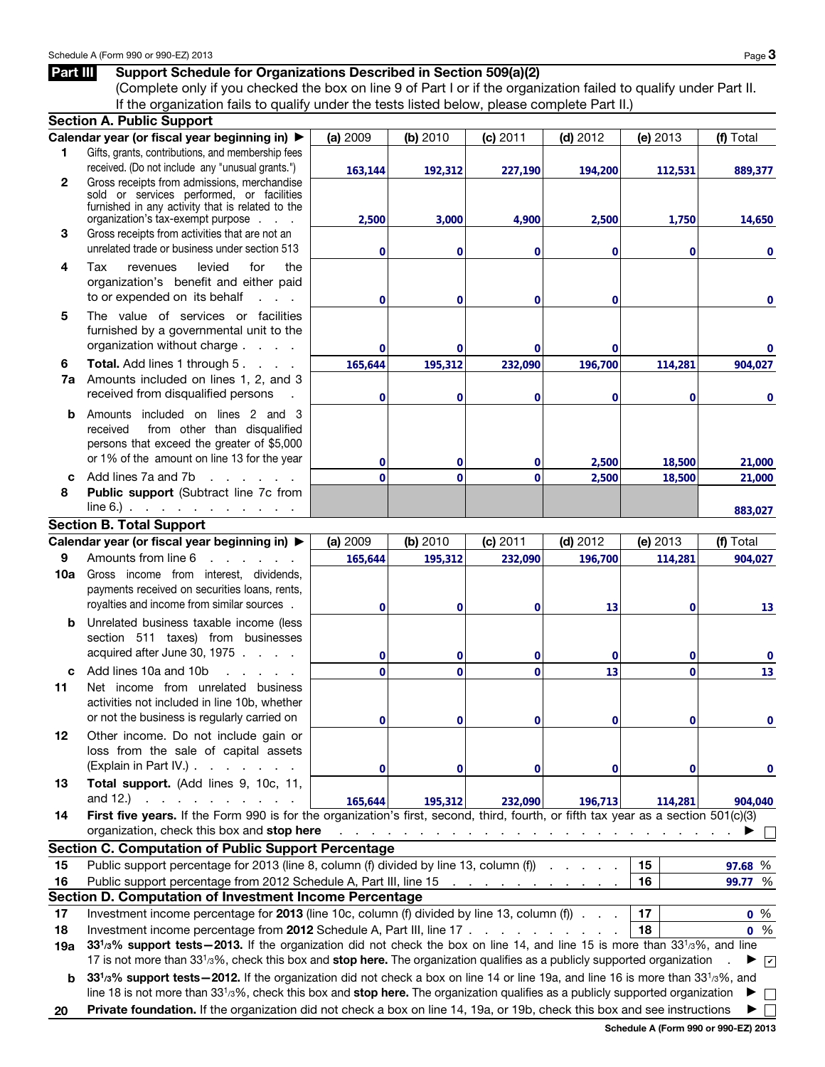## Part III Support Schedule for Organizations Described in Section 509(a)(2)

(Complete only if you checked the box on line 9 of Part I or if the organization failed to qualify under Part II. If the organization fails to qualify under the tests listed below, please complete Part II.)

### Section A. Public Support

| | Calendar year (or fiscal year beginning in) ▶ | (a) 2009 | (b) 2010 | (c) 2011 | (d) 2012 | (e) 2013 | (f) Total |
|---|---|---|---|---|---|---|---|
| 1 | Gifts, grants, contributions, and membership fees received. (Do not include any "unusual grants.") | 163,144 | 192,312 | 227,190 | 194,200 | 112,531 | 889,377 |
| 2 | Gross receipts from admissions, merchandise sold or services performed, or facilities furnished in any activity that is related to the organization's tax-exempt purpose | 2,500 | 3,000 | 4,900 | 2,500 | 1,750 | 14,650 |
| 3 | Gross receipts from activities that are not an unrelated trade or business under section 513 | 0 | 0 | 0 | 0 | 0 | 0 |
| 4 | Tax revenues levied for the organization's benefit and either paid to or expended on its behalf | 0 | 0 | 0 | 0 | | 0 |
| 5 | The value of services or facilities furnished by a governmental unit to the organization without charge | 0 | 0 | 0 | 0 | | 0 |
| 6 | **Total.** Add lines 1 through 5 | 165,644 | 195,312 | 232,090 | 196,700 | 114,281 | 904,027 |
| 7a | Amounts included on lines 1, 2, and 3 received from disqualified persons | 0 | 0 | 0 | 0 | 0 | 0 |
| b | Amounts included on lines 2 and 3 received from other than disqualified persons that exceed the greater of $5,000 or 1% of the amount on line 13 for the year | 0 | 0 | 0 | 2,500 | 18,500 | 21,000 |
| c | Add lines 7a and 7b | 0 | 0 | 0 | 2,500 | 18,500 | 21,000 |
| 8 | **Public support** (Subtract line 7c from line 6.) | | | | | | 883,027 |

### Section B. Total Support

| | Calendar year (or fiscal year beginning in) ▶ | (a) 2009 | (b) 2010 | (c) 2011 | (d) 2012 | (e) 2013 | (f) Total |
|---|---|---|---|---|---|---|---|
| 9 | Amounts from line 6 | 165,644 | 195,312 | 232,090 | 196,700 | 114,281 | 904,027 |
| 10a | Gross income from interest, dividends, payments received on securities loans, rents, royalties and income from similar sources | 0 | 0 | 0 | 13 | 0 | 13 |
| b | Unrelated business taxable income (less section 511 taxes) from businesses acquired after June 30, 1975 | 0 | 0 | 0 | 0 | 0 | 0 |
| c | Add lines 10a and 10b | 0 | 0 | 0 | 13 | 0 | 13 |
| 11 | Net income from unrelated business activities not included in line 10b, whether or not the business is regularly carried on | 0 | 0 | 0 | 0 | 0 | 0 |
| 12 | Other income. Do not include gain or loss from the sale of capital assets (Explain in Part IV.) | 0 | 0 | 0 | 0 | 0 | 0 |
| 13 | **Total support.** (Add lines 9, 10c, 11, and 12.) | 165,644 | 195,312 | 232,090 | 196,713 | 114,281 | 904,040 |

14 **First five years.** If the Form 990 is for the organization's first, second, third, fourth, or fifth tax year as a section 501(c)(3) organization, check this box and **stop here** ▶ ☐

### Section C. Computation of Public Support Percentage

| | | | |
|---|---|---|---|
| 15 | Public support percentage for 2013 (line 8, column (f) divided by line 13, column (f)) | 15 | 97.68 % |
| 16 | Public support percentage from 2012 Schedule A, Part III, line 15 | 16 | 99.77 % |

### Section D. Computation of Investment Income Percentage

| | | | |
|---|---|---|---|
| 17 | Investment income percentage for **2013** (line 10c, column (f) divided by line 13, column (f)) | 17 | 0 % |
| 18 | Investment income percentage from **2012** Schedule A, Part III, line 17 | 18 | 0 % |

**19a** **33⅓% support tests—2013.** If the organization did not check the box on line 14, and line 15 is more than 33⅓%, and line 17 is not more than 33⅓%, check this box and **stop here.** The organization qualifies as a publicly supported organization ▶ ☑

**b** **33⅓% support tests—2012.** If the organization did not check a box on line 14 or line 19a, and line 16 is more than 33⅓%, and line 18 is not more than 33⅓%, check this box and **stop here.** The organization qualifies as a publicly supported organization ▶ ☐

**20** **Private foundation.** If the organization did not check a box on line 14, 19a, or 19b, check this box and see instructions ▶ ☐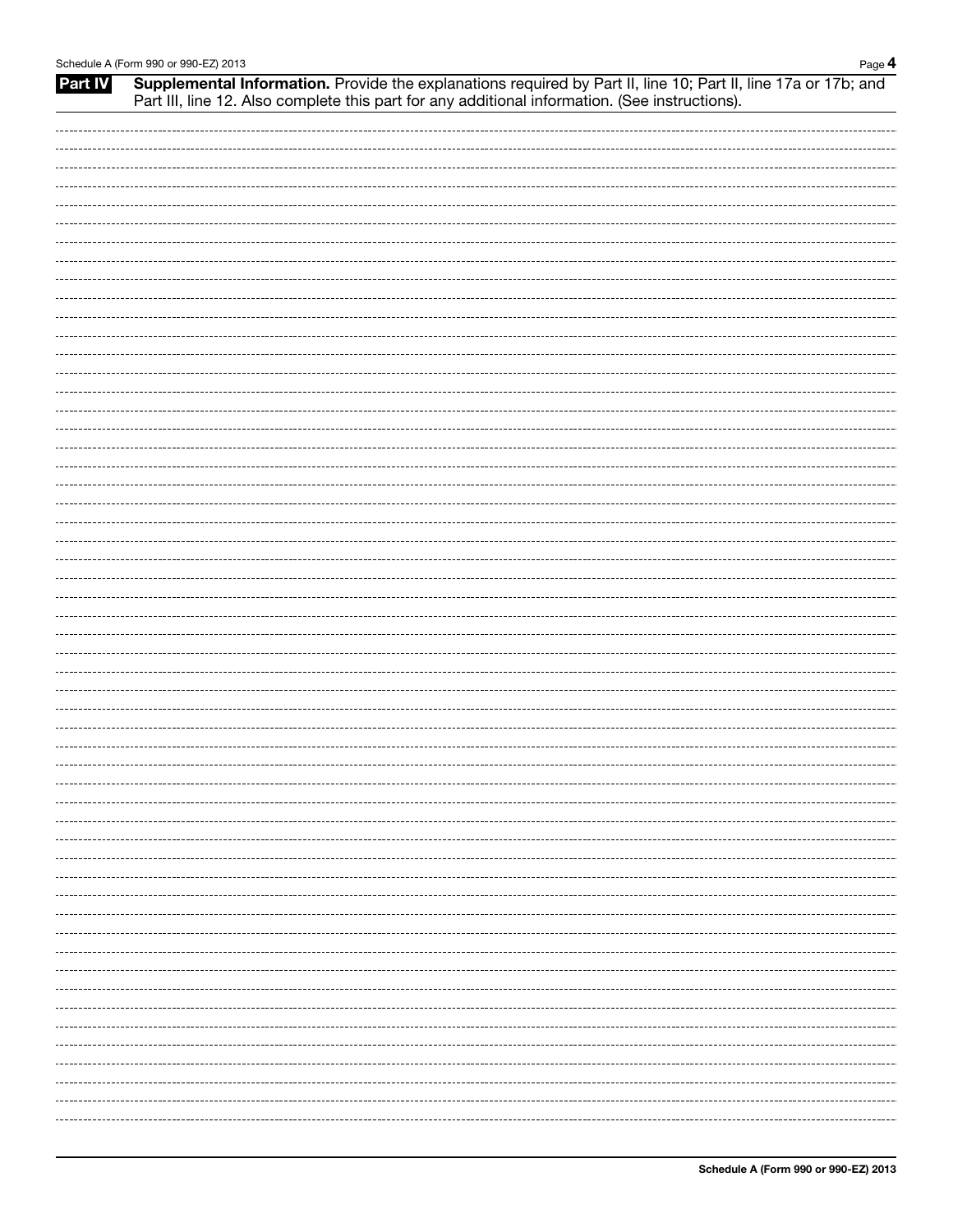**Part IV** **Supplemental Information.** Provide the explanations required by Part II, line 10; Part II, line 17a or 17b; and Part III, line 12. Also complete this part for any additional information. (See instructions).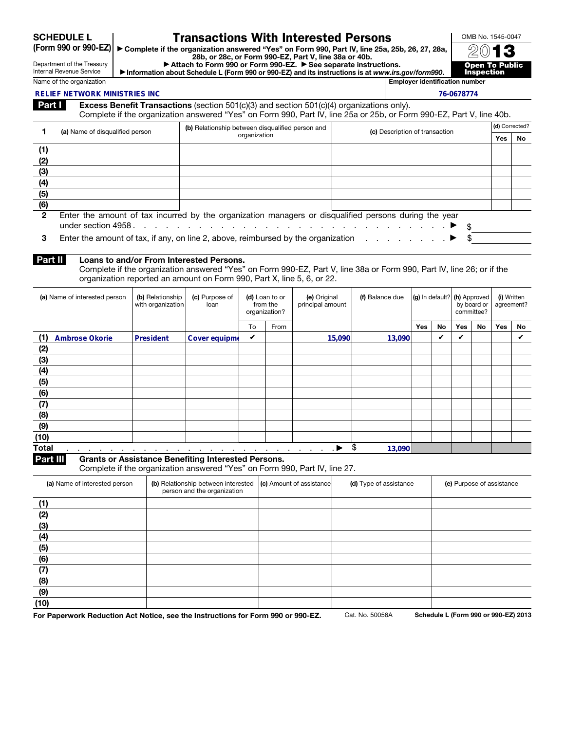**SCHEDULE L**
**(Form 990 or 990-EZ)**

Department of the Treasury
Internal Revenue Service

# Transactions With Interested Persons

▶ **Complete if the organization answered "Yes" on Form 990, Part IV, line 25a, 25b, 26, 27, 28a, 28b, or 28c, or Form 990-EZ, Part V, line 38a or 40b.**
▶ **Attach to Form 990 or Form 990-EZ.** ▶ **See separate instructions.**
▶ **Information about Schedule L (Form 990 or 990-EZ) and its instructions is at *www.irs.gov/form990*.**

OMB No. 1545-0047

**2013**

**Open To Public Inspection**

Name of the organization: **RELIEF NETWORK MINISTRIES INC**

Employer identification number: **76-0678774**

## Part I Excess Benefit Transactions (section 501(c)(3) and section 501(c)(4) organizations only).

Complete if the organization answered "Yes" on Form 990, Part IV, line 25a or 25b, or Form 990-EZ, Part V, line 40b.

| 1 | (a) Name of disqualified person | (b) Relationship between disqualified person and organization | (c) Description of transaction | (d) Corrected? Yes | No |
|---|---|---|---|---|---|
| (1) | | | | | |
| (2) | | | | | |
| (3) | | | | | |
| (4) | | | | | |
| (5) | | | | | |
| (6) | | | | | |

**2** Enter the amount of tax incurred by the organization managers or disqualified persons during the year under section 4958 . . . . . ▶ $

**3** Enter the amount of tax, if any, on line 2, above, reimbursed by the organization . . . . . ▶ $

## Part II Loans to and/or From Interested Persons.

Complete if the organization answered "Yes" on Form 990-EZ, Part V, line 38a or Form 990, Part IV, line 26; or if the organization reported an amount on Form 990, Part X, line 5, 6, or 22.

| | (a) Name of interested person | (b) Relationship with organization | (c) Purpose of loan | (d) Loan to or from the organization? To | From | (e) Original principal amount | (f) Balance due | (g) In default? Yes | No | (h) Approved by board or committee? Yes | No | (i) Written agreement? Yes | No |
|---|---|---|---|---|---|---|---|---|---|---|---|---|---|
| (1) | Ambrose Okorie | President | Cover equipme | ✔ | | 15,090 | 13,090 | | ✔ | ✔ | | | ✔ |
| (2) | | | | | | | | | | | | | |
| (3) | | | | | | | | | | | | | |
| (4) | | | | | | | | | | | | | |
| (5) | | | | | | | | | | | | | |
| (6) | | | | | | | | | | | | | |
| (7) | | | | | | | | | | | | | |
| (8) | | | | | | | | | | | | | |
| (9) | | | | | | | | | | | | | |
| (10) | | | | | | | | | | | | | |
| **Total** | . . . . . ▶ | | | | | | $ 13,090 | | | | | | |

## Part III Grants or Assistance Benefiting Interested Persons.

Complete if the organization answered "Yes" on Form 990, Part IV, line 27.

| | (a) Name of interested person | (b) Relationship between interested person and the organization | (c) Amount of assistance | (d) Type of assistance | (e) Purpose of assistance |
|---|---|---|---|---|---|
| (1) | | | | | |
| (2) | | | | | |
| (3) | | | | | |
| (4) | | | | | |
| (5) | | | | | |
| (6) | | | | | |
| (7) | | | | | |
| (8) | | | | | |
| (9) | | | | | |
| (10) | | | | | |

**For Paperwork Reduction Act Notice, see the Instructions for Form 990 or 990-EZ.** Cat. No. 50056A **Schedule L (Form 990 or 990-EZ) 2013**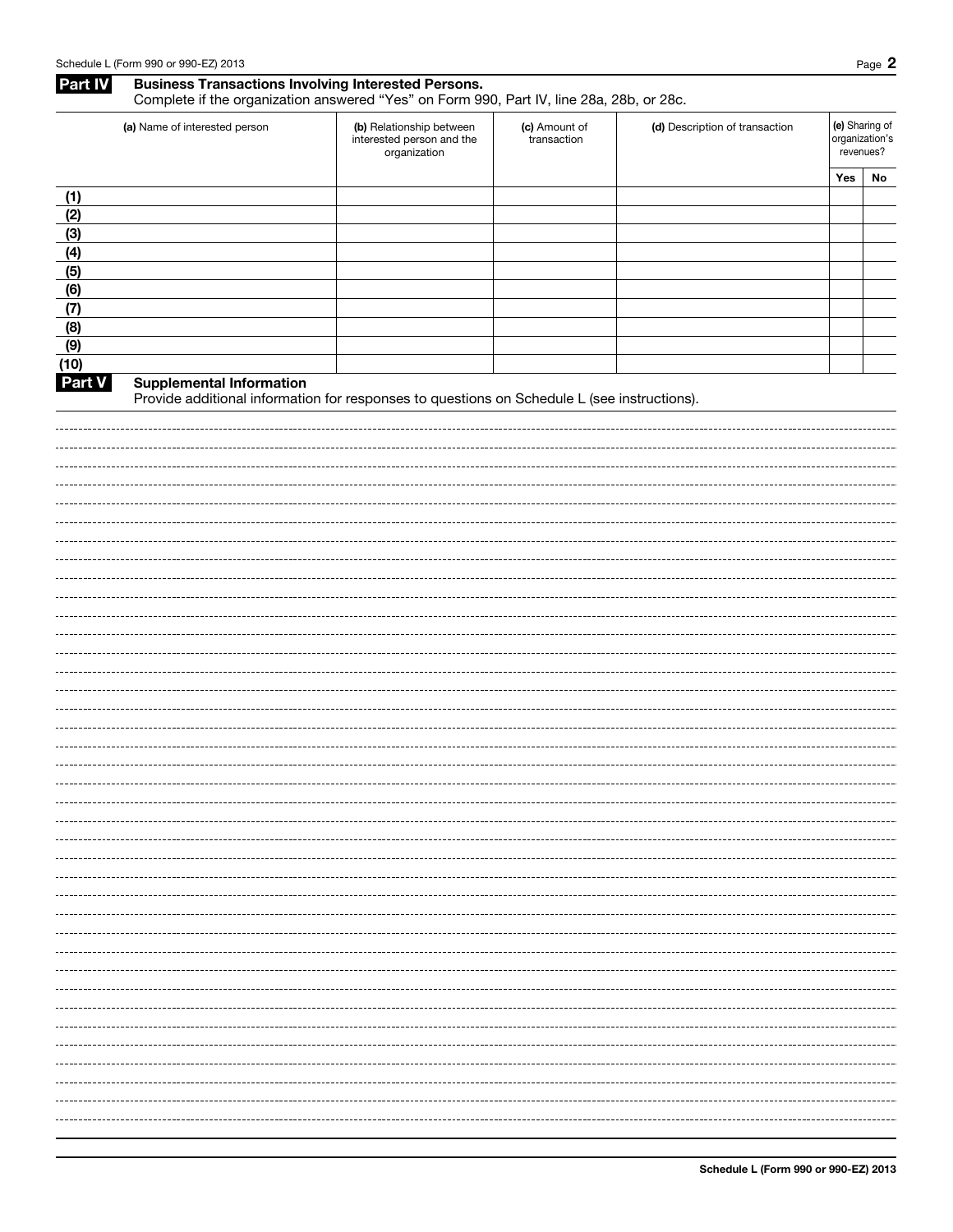## Part IV Business Transactions Involving Interested Persons.

Complete if the organization answered "Yes" on Form 990, Part IV, line 28a, 28b, or 28c.

| | (a) Name of interested person | (b) Relationship between interested person and the organization | (c) Amount of transaction | (d) Description of transaction | (e) Sharing of organization's revenues? | |
|---|---|---|---|---|---|---|
| | | | | | Yes | No |
| (1) | | | | | | |
| (2) | | | | | | |
| (3) | | | | | | |
| (4) | | | | | | |
| (5) | | | | | | |
| (6) | | | | | | |
| (7) | | | | | | |
| (8) | | | | | | |
| (9) | | | | | | |
| (10) | | | | | | |

## Part V Supplemental Information

Provide additional information for responses to questions on Schedule L (see instructions).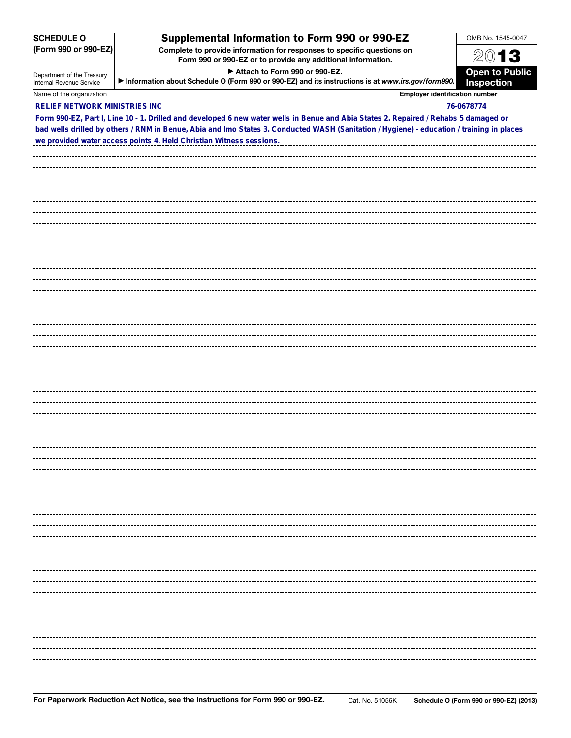**SCHEDULE O (Form 990 or 990-EZ)**

Department of the Treasury
Internal Revenue Service

# Supplemental Information to Form 990 or 990-EZ

**Complete to provide information for responses to specific questions on Form 990 or 990-EZ or to provide any additional information.**

**▶ Attach to Form 990 or 990-EZ.**

**▶ Information about Schedule O (Form 990 or 990-EZ) and its instructions is at *www.irs.gov/form990*.**

OMB No. 1545-0047

**2013**

**Open to Public Inspection**

| Name of the organization | Employer identification number |
|---|---|
| RELIEF NETWORK MINISTRIES INC | 76-0678774 |

Form 990-EZ, Part I, Line 10 - 1. Drilled and developed 6 new water wells in Benue and Abia States 2. Repaired / Rehabs 5 damaged or bad wells drilled by others / RNM in Benue, Abia and Imo States 3. Conducted WASH (Sanitation / Hygiene) - education / training in places we provided water access points 4. Held Christian Witness sessions.

**For Paperwork Reduction Act Notice, see the Instructions for Form 990 or 990-EZ.** Cat. No. 51056K **Schedule O (Form 990 or 990-EZ) (2013)**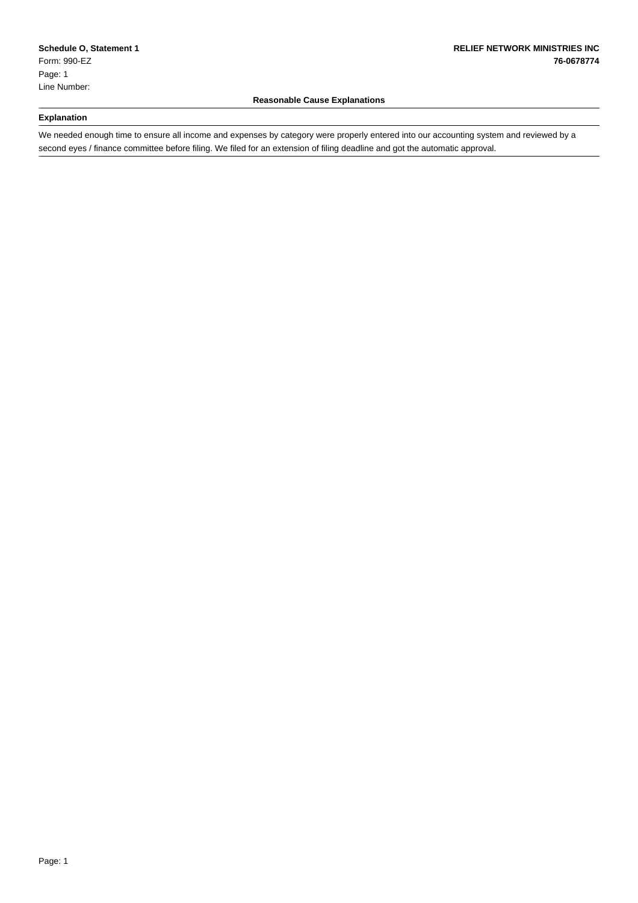**Schedule O, Statement 1**
Form: 990-EZ
Page: 1
Line Number:

**RELIEF NETWORK MINISTRIES INC**
**76-0678774**

## Reasonable Cause Explanations

| Explanation |
| --- |
| We needed enough time to ensure all income and expenses by category were properly entered into our accounting system and reviewed by a second eyes / finance committee before filing. We filed for an extension of filing deadline and got the automatic approval. |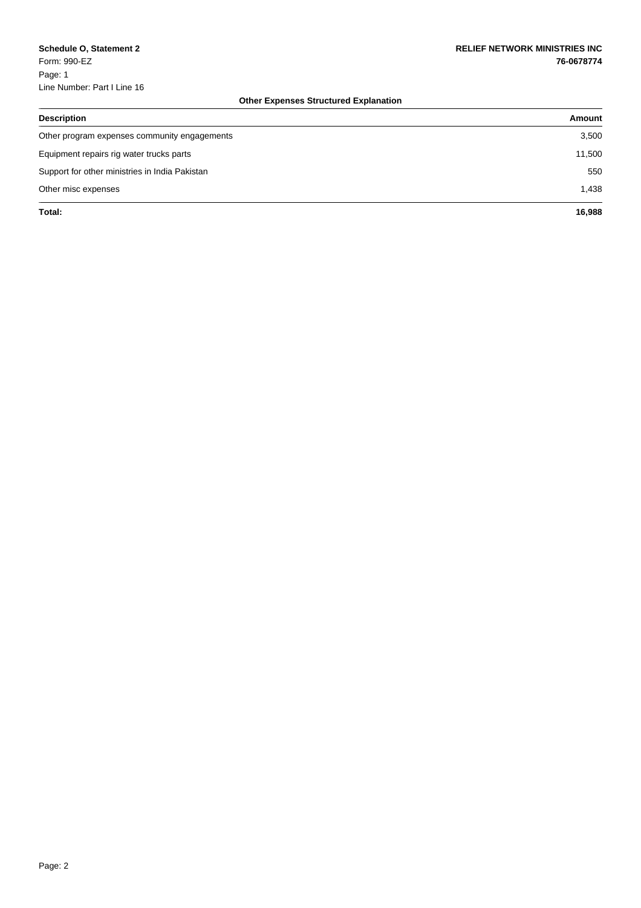**Schedule O, Statement 2**
Form: 990-EZ
Page: 1
Line Number: Part I Line 16

**RELIEF NETWORK MINISTRIES INC**
**76-0678774**

**Other Expenses Structured Explanation**

| Description | Amount |
| --- | --- |
| Other program expenses community engagements | 3,500 |
| Equipment repairs rig water trucks parts | 11,500 |
| Support for other ministries in India Pakistan | 550 |
| Other misc expenses | 1,438 |
| **Total:** | **16,988** |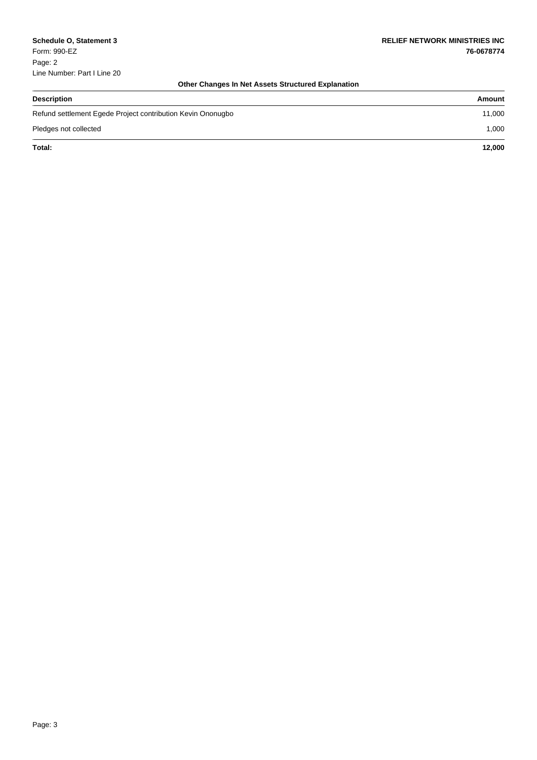**Schedule O, Statement 3**
Form: 990-EZ
Page: 2
Line Number: Part I Line 20

**RELIEF NETWORK MINISTRIES INC**
**76-0678774**

### Other Changes In Net Assets Structured Explanation

| Description | Amount |
|---|---|
| Refund settlement Egede Project contribution Kevin Ononugbo | 11,000 |
| Pledges not collected | 1,000 |
| **Total:** | **12,000** |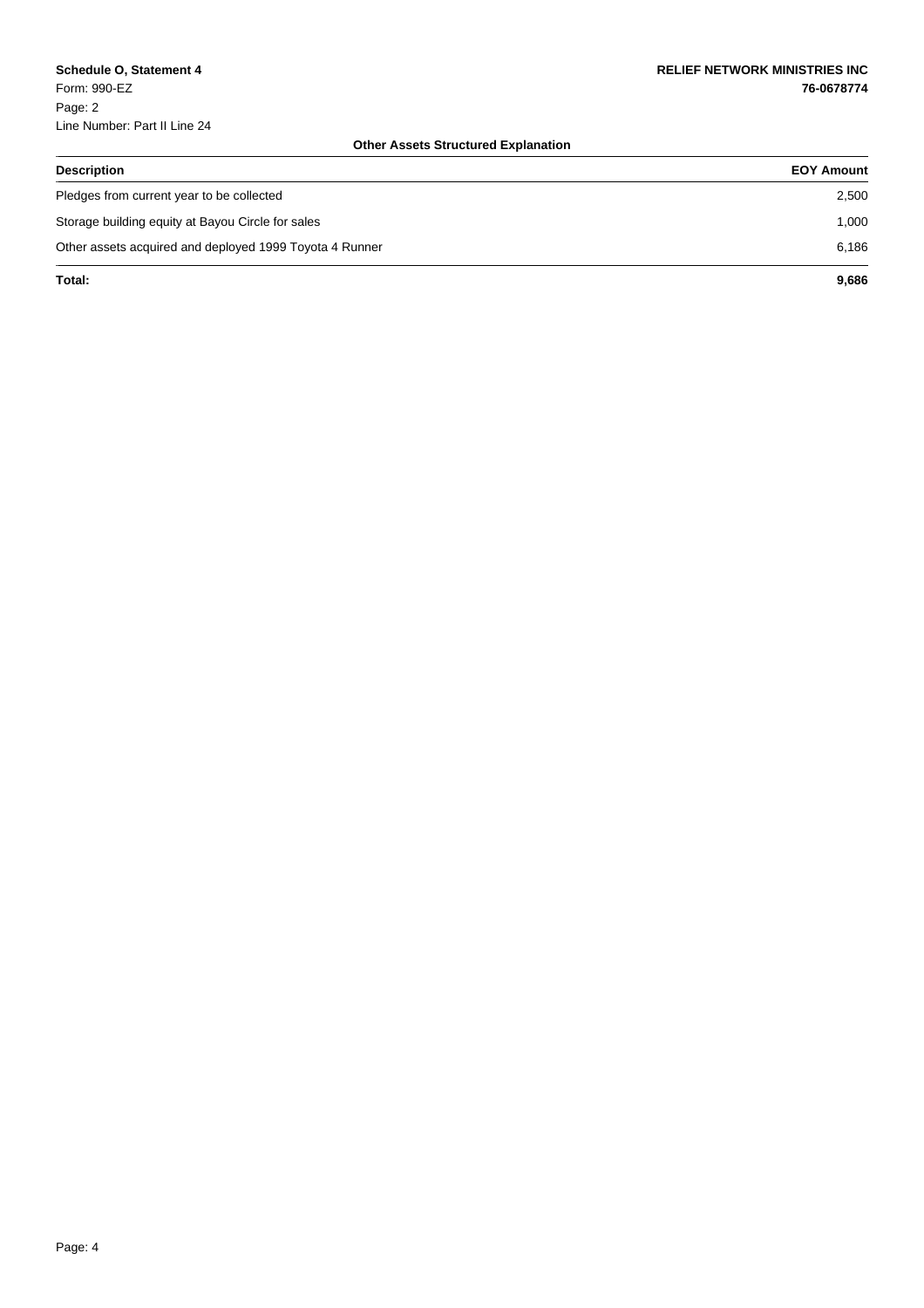**Schedule O, Statement 4**
Form: 990-EZ
Page: 2
Line Number: Part II Line 24

**RELIEF NETWORK MINISTRIES INC**
**76-0678774**

**Other Assets Structured Explanation**

| Description | EOY Amount |
| --- | --- |
| Pledges from current year to be collected | 2,500 |
| Storage building equity at Bayou Circle for sales | 1,000 |
| Other assets acquired and deployed 1999 Toyota 4 Runner | 6,186 |
| **Total:** | **9,686** |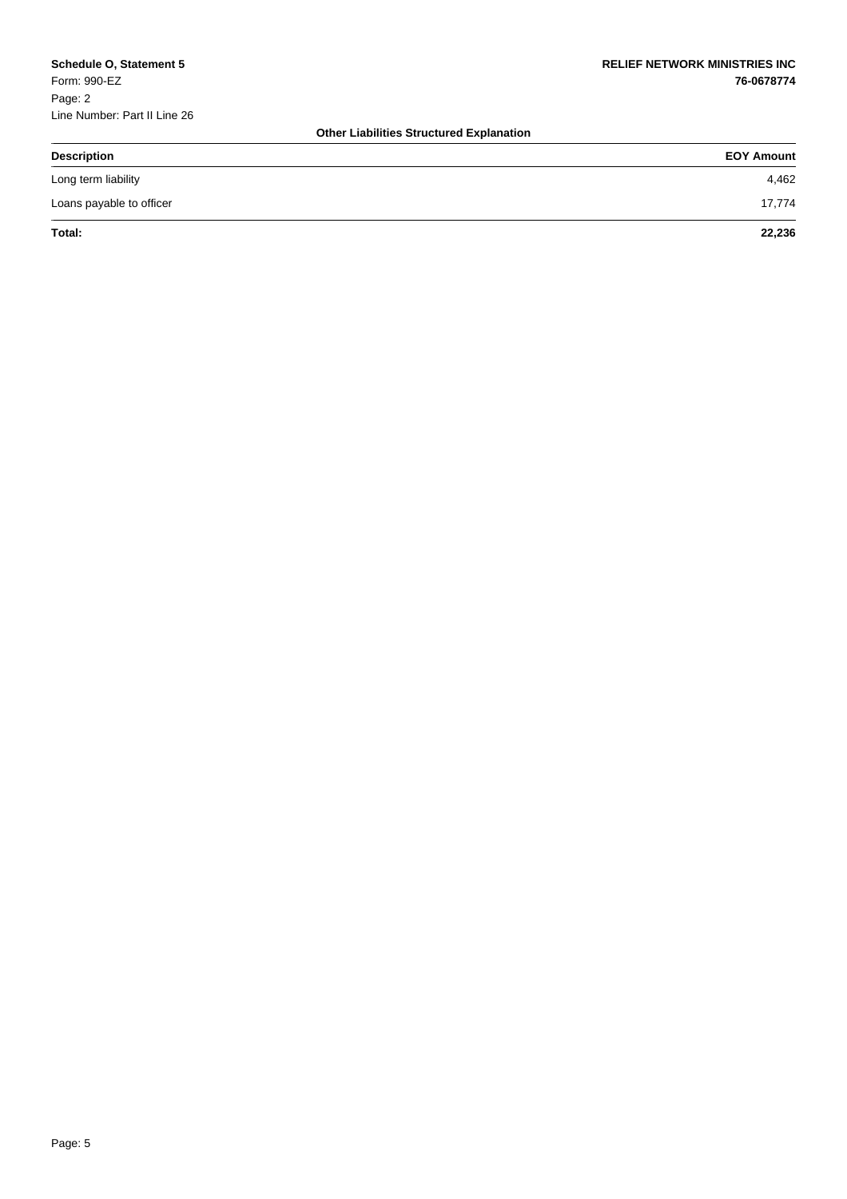**Schedule O, Statement 5**
Form: 990-EZ
Page: 2
Line Number: Part II Line 26

**RELIEF NETWORK MINISTRIES INC**
**76-0678774**

**Other Liabilities Structured Explanation**

| Description | EOY Amount |
| --- | --- |
| Long term liability | 4,462 |
| Loans payable to officer | 17,774 |
| **Total:** | **22,236** |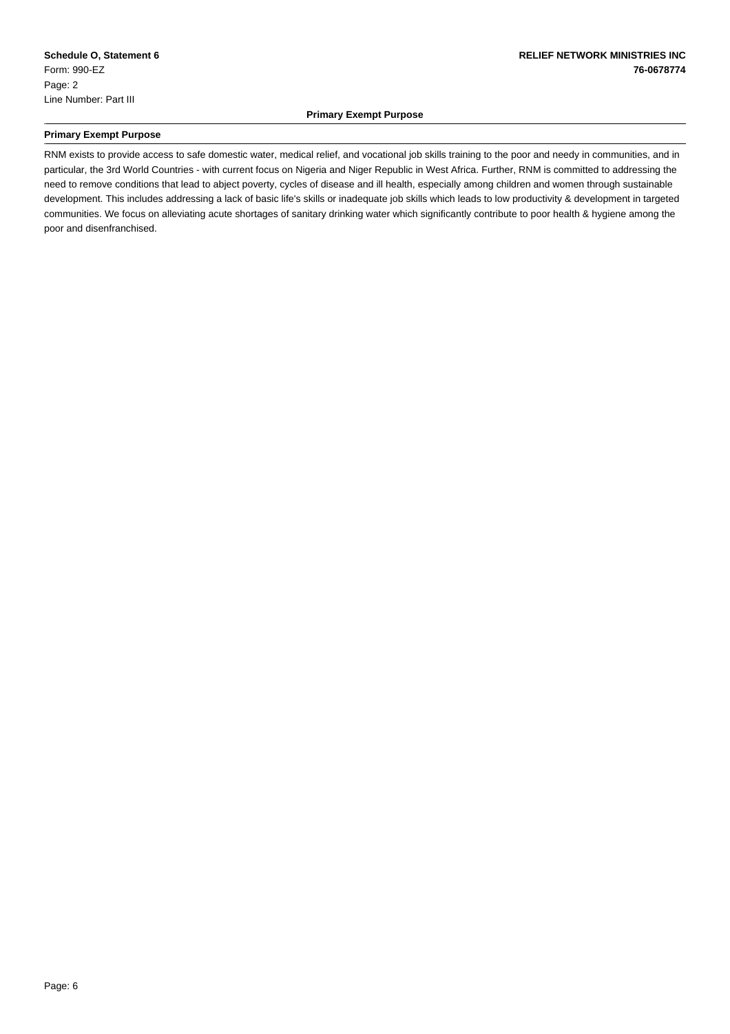**Schedule O, Statement 6**
Form: 990-EZ
Page: 2
Line Number: Part III

**RELIEF NETWORK MINISTRIES INC**
**76-0678774**

## Primary Exempt Purpose

### Primary Exempt Purpose

RNM exists to provide access to safe domestic water, medical relief, and vocational job skills training to the poor and needy in communities, and in particular, the 3rd World Countries - with current focus on Nigeria and Niger Republic in West Africa. Further, RNM is committed to addressing the need to remove conditions that lead to abject poverty, cycles of disease and ill health, especially among children and women through sustainable development. This includes addressing a lack of basic life's skills or inadequate job skills which leads to low productivity & development in targeted communities. We focus on alleviating acute shortages of sanitary drinking water which significantly contribute to poor health & hygiene among the poor and disenfranchised.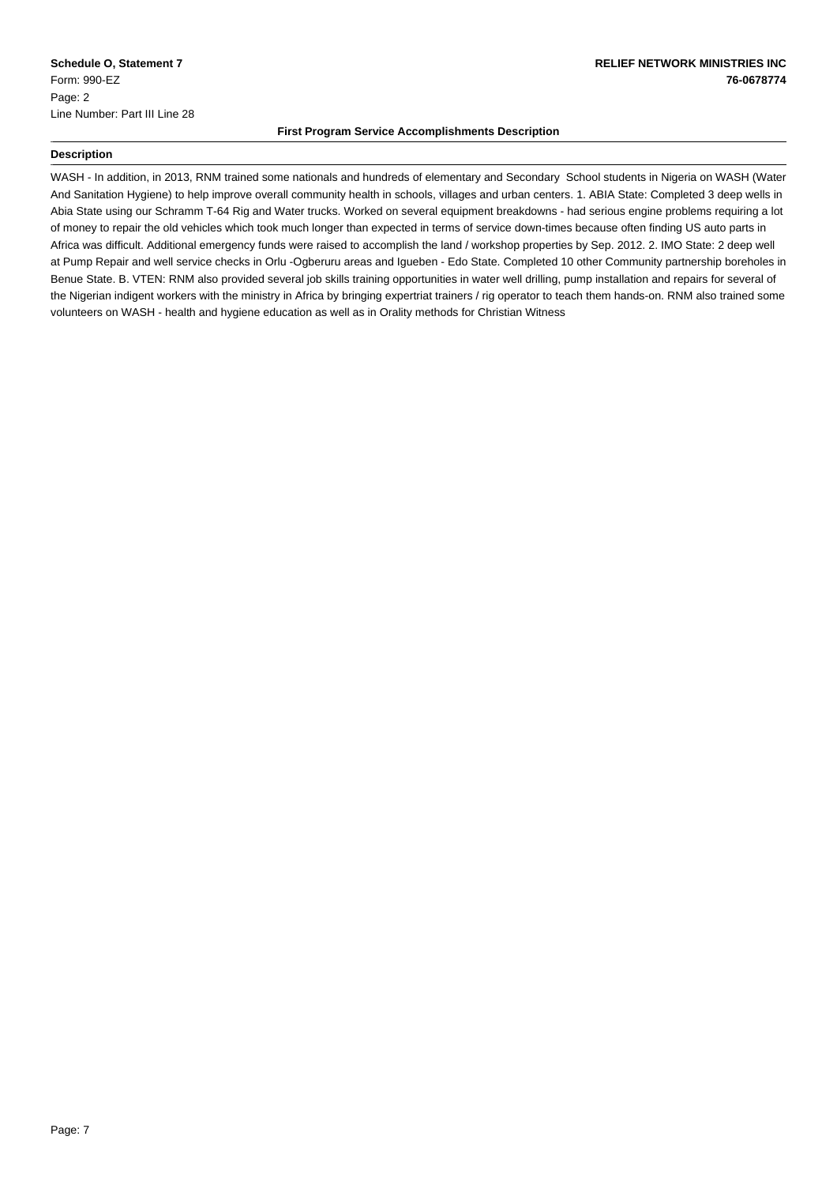**Schedule O, Statement 7**
Form: 990-EZ
Page: 2
Line Number: Part III Line 28

**RELIEF NETWORK MINISTRIES INC**
**76-0678774**

**First Program Service Accomplishments Description**

**Description**

WASH - In addition, in 2013, RNM trained some nationals and hundreds of elementary and Secondary School students in Nigeria on WASH (Water And Sanitation Hygiene) to help improve overall community health in schools, villages and urban centers. 1. ABIA State: Completed 3 deep wells in Abia State using our Schramm T-64 Rig and Water trucks. Worked on several equipment breakdowns - had serious engine problems requiring a lot of money to repair the old vehicles which took much longer than expected in terms of service down-times because often finding US auto parts in Africa was difficult. Additional emergency funds were raised to accomplish the land / workshop properties by Sep. 2012. 2. IMO State: 2 deep well at Pump Repair and well service checks in Orlu -Ogberuru areas and Igueben - Edo State. Completed 10 other Community partnership boreholes in Benue State. B. VTEN: RNM also provided several job skills training opportunities in water well drilling, pump installation and repairs for several of the Nigerian indigent workers with the ministry in Africa by bringing expertriat trainers / rig operator to teach them hands-on. RNM also trained some volunteers on WASH - health and hygiene education as well as in Orality methods for Christian Witness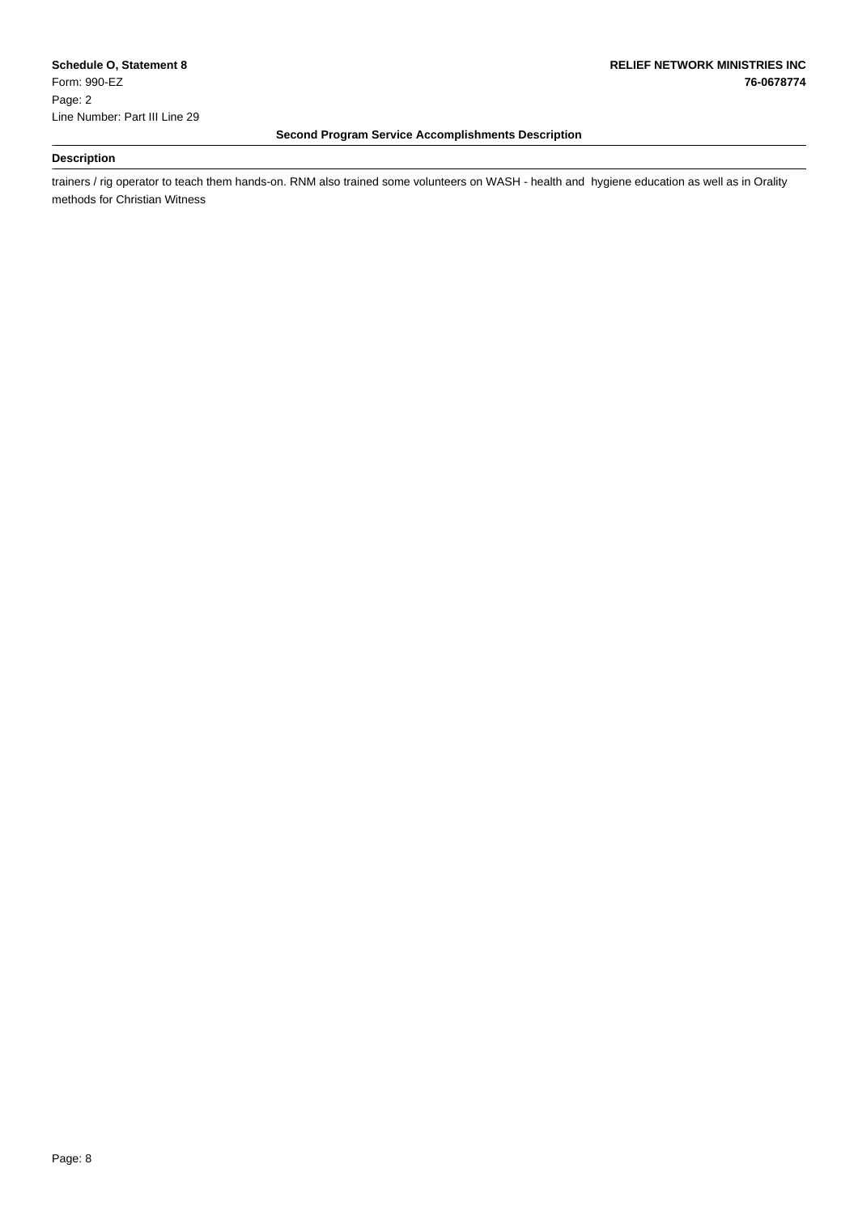**Schedule O, Statement 8**
Form: 990-EZ
Page: 2
Line Number: Part III Line 29

**RELIEF NETWORK MINISTRIES INC**
**76-0678774**

**Second Program Service Accomplishments Description**

**Description**

trainers / rig operator to teach them hands-on. RNM also trained some volunteers on WASH - health and hygiene education as well as in Orality methods for Christian Witness